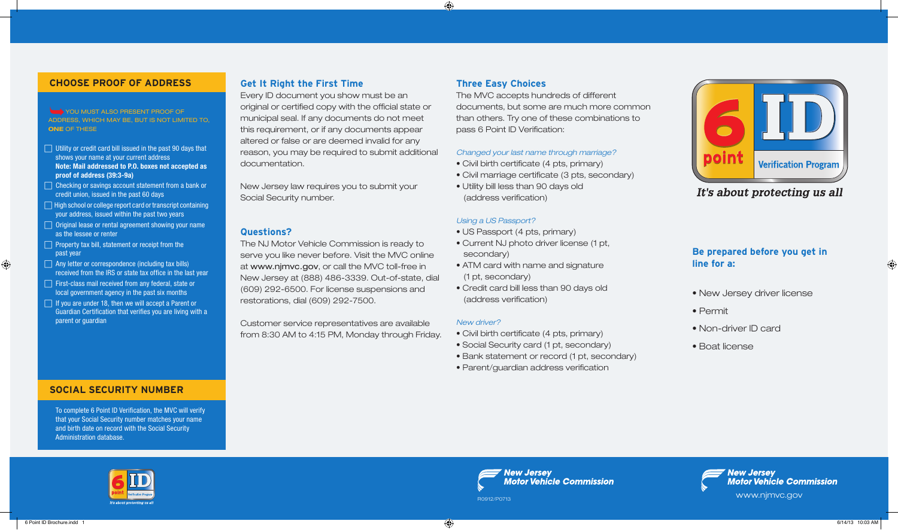## CHOOSE PROOF OF ADDRESS

YOU MUST ALSO PRESENT PROOF OF ADDRESS, WHICH MAY BE, BUT IS NOT LIMITED TO, **ONE** OF THESE

- ☐ Utility or credit card bill issued in the past 90 days that shows your name at your current address **Note: Mail addressed to P.O. boxes not accepted as proof of address (39:3-9a)**
- ☐ Checking or savings account statement from a bank or credit union, issued in the past 60 days
- ☐ High school or college report card or transcript containing your address, issued within the past two years
- ☐ Original lease or rental agreement showing your name as the lessee or renter
- ☐ Property tax bill, statement or receipt from the past year
- ☐ Any letter or correspondence (including tax bills) received from the IRS or state tax office in the last year
- ☐ First-class mail received from any federal, state or local government agency in the past six months
- ☐ If you are under 18, then we will accept a Parent or Guardian Certification that verifies you are living with a parent or guardian

## SOCIAL SECURITY NUMBER

To complete 6 Point ID Verification, the MVC will verify that your Social Security number matches your name and birth date on record with the Social Security Administration database.

## Get It Right the First Time

Every ID document you show must be an original or certified copy with the official state or municipal seal. If any documents do not meet this requirement, or if any documents appear altered or false or are deemed invalid for any reason, you may be required to submit additional documentation.

New Jersey law requires you to submit your Social Security number.

## Questions?

The NJ Motor Vehicle Commission is ready to serve you like never before. Visit the MVC online at **www.njmvc.gov**, or call the MVC toll-free in New Jersey at (888) 486-3339. Out-of-state, dial (609) 292-6500. For license suspensions and restorations, dial (609) 292-7500.

Customer service representatives are available from 8:30 AM to 4:15 PM, Monday through Friday.

## Three Easy Choices

The MVC accepts hundreds of different documents, but some are much more common than others. Try one of these combinations to pass 6 Point ID Verification:

*Changed your last name through marriage?*

- Civil birth certificate (4 pts, primary)
- Civil marriage certificate (3 pts, secondary)
- Utility bill less than 90 days old (address verification)

*Using a US Passport?*

- US Passport (4 pts, primary)
- Current NJ photo driver license (1 pt, secondary)
- ATM card with name and signature (1 pt, secondary)
- Credit card bill less than 90 days old (address verification)

*New driver?*

- Civil birth certificate (4 pts, primary)
- Social Security card (1 pt, secondary)
- Bank statement or record (1 pt, secondary)
- Parent/guardian address verification

6 point ID Verification Program

*It's about protecting us all*

## Be prepared before you get in line for a:

- New Jersey driver license
- Permit
- Non-driver ID card
- Boat license

6 point ID Verification Program — *It's about protecting us all*

New Jersey Motor Vehicle Commission

R0912/P0713

New Jersey Motor Vehicle Commission

www.njmvc.gov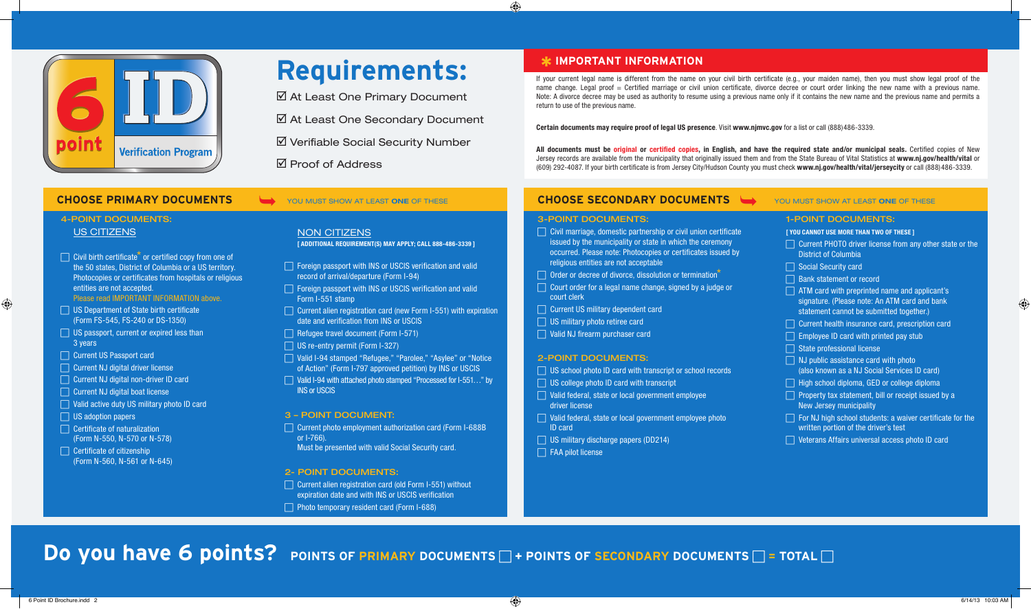# 6 point ID Verification Program

# Requirements:

- ☑ At Least One Primary Document
- ☑ At Least One Secondary Document
- ☑ Verifiable Social Security Number
- ☑ Proof of Address

## * IMPORTANT INFORMATION

If your current legal name is different from the name on your civil birth certificate (e.g., your maiden name), then you must show legal proof of the name change. Legal proof = Certified marriage or civil union certificate, divorce decree or court order linking the new name with a previous name. Note: A divorce decree may be used as authority to resume using a previous name only if it contains the new name and the previous name and permits a return to use of the previous name.

**Certain documents may require proof of legal US presence.** Visit **www.njmvc.gov** for a list or call (888)486-3339.

**All documents must be original or certified copies, in English, and have the required state and/or municipal seals.** Certified copies of New Jersey records are available from the municipality that originally issued them and from the State Bureau of Vital Statistics at **www.nj.gov/health/vital** or (609) 292-4087. If your birth certificate is from Jersey City/Hudson County you must check **www.nj.gov/health/vital/jerseycity** or call (888)486-3339.

## CHOOSE PRIMARY DOCUMENTS

YOU MUST SHOW AT LEAST **ONE** OF THESE

### 4-POINT DOCUMENTS:

#### US CITIZENS

- ☐ Civil birth certificate* or certified copy from one of the 50 states, District of Columbia or a US territory. Photocopies or certificates from hospitals or religious entities are not accepted. Please read IMPORTANT INFORMATION above.
- ☐ US Department of State birth certificate (Form FS-545, FS-240 or DS-1350)
- ☐ US passport, current or expired less than 3 years
- ☐ Current US Passport card
- ☐ Current NJ digital driver license
- ☐ Current NJ digital non-driver ID card
- ☐ Current NJ digital boat license
- ☐ Valid active duty US military photo ID card
- ☐ US adoption papers
- ☐ Certificate of naturalization (Form N-550, N-570 or N-578)
- ☐ Certificate of citizenship (Form N-560, N-561 or N-645)

#### NON CITIZENS

**[ ADDITIONAL REQUIREMENT(S) MAY APPLY; CALL 888-486-3339 ]**

- ☐ Foreign passport with INS or USCIS verification and valid record of arrival/departure (Form I-94)
- ☐ Foreign passport with INS or USCIS verification and valid Form I-551 stamp
- ☐ Current alien registration card (new Form I-551) with expiration date and verification from INS or USCIS
- ☐ Refugee travel document (Form I-571)
- ☐ US re-entry permit (Form I-327)
- ☐ Valid I-94 stamped "Refugee," "Parolee," "Asylee" or "Notice of Action" (Form I-797 approved petition) by INS or USCIS
- ☐ Valid I-94 with attached photo stamped "Processed for I-551…" by INS or USCIS

### 3 – POINT DOCUMENT:

- ☐ Current photo employment authorization card (Form I-688B or I-766). Must be presented with valid Social Security card.

### 2- POINT DOCUMENTS:

- ☐ Current alien registration card (old Form I-551) without expiration date and with INS or USCIS verification
- ☐ Photo temporary resident card (Form I-688)

## CHOOSE SECONDARY DOCUMENTS

YOU MUST SHOW AT LEAST **ONE** OF THESE

### 3-POINT DOCUMENTS:

- ☐ Civil marriage, domestic partnership or civil union certificate issued by the municipality or state in which the ceremony occurred. Please note: Photocopies or certificates issued by religious entities are not acceptable
- ☐ Order or decree of divorce, dissolution or termination*
- ☐ Court order for a legal name change, signed by a judge or court clerk
- ☐ Current US military dependent card
- ☐ US military photo retiree card
- ☐ Valid NJ firearm purchaser card

### 2-POINT DOCUMENTS:

- ☐ US school photo ID card with transcript or school records
- ☐ US college photo ID card with transcript
- ☐ Valid federal, state or local government employee driver license
- ☐ Valid federal, state or local government employee photo ID card
- ☐ US military discharge papers (DD214)
- ☐ FAA pilot license

### 1-POINT DOCUMENTS:

**[ YOU CANNOT USE MORE THAN TWO OF THESE ]**

- ☐ Current PHOTO driver license from any other state or the District of Columbia
- ☐ Social Security card
- ☐ Bank statement or record
- ☐ ATM card with preprinted name and applicant's signature. (Please note: An ATM card and bank statement cannot be submitted together.)
- ☐ Current health insurance card, prescription card
- ☐ Employee ID card with printed pay stub
- ☐ State professional license
- ☐ NJ public assistance card with photo (also known as a NJ Social Services ID card)
- ☐ High school diploma, GED or college diploma
- ☐ Property tax statement, bill or receipt issued by a New Jersey municipality
- ☐ For NJ high school students: a waiver certificate for the written portion of the driver's test
- ☐ Veterans Affairs universal access photo ID card

## Do you have 6 points?

POINTS OF PRIMARY DOCUMENTS ☐ + POINTS OF SECONDARY DOCUMENTS ☐ = TOTAL ☐